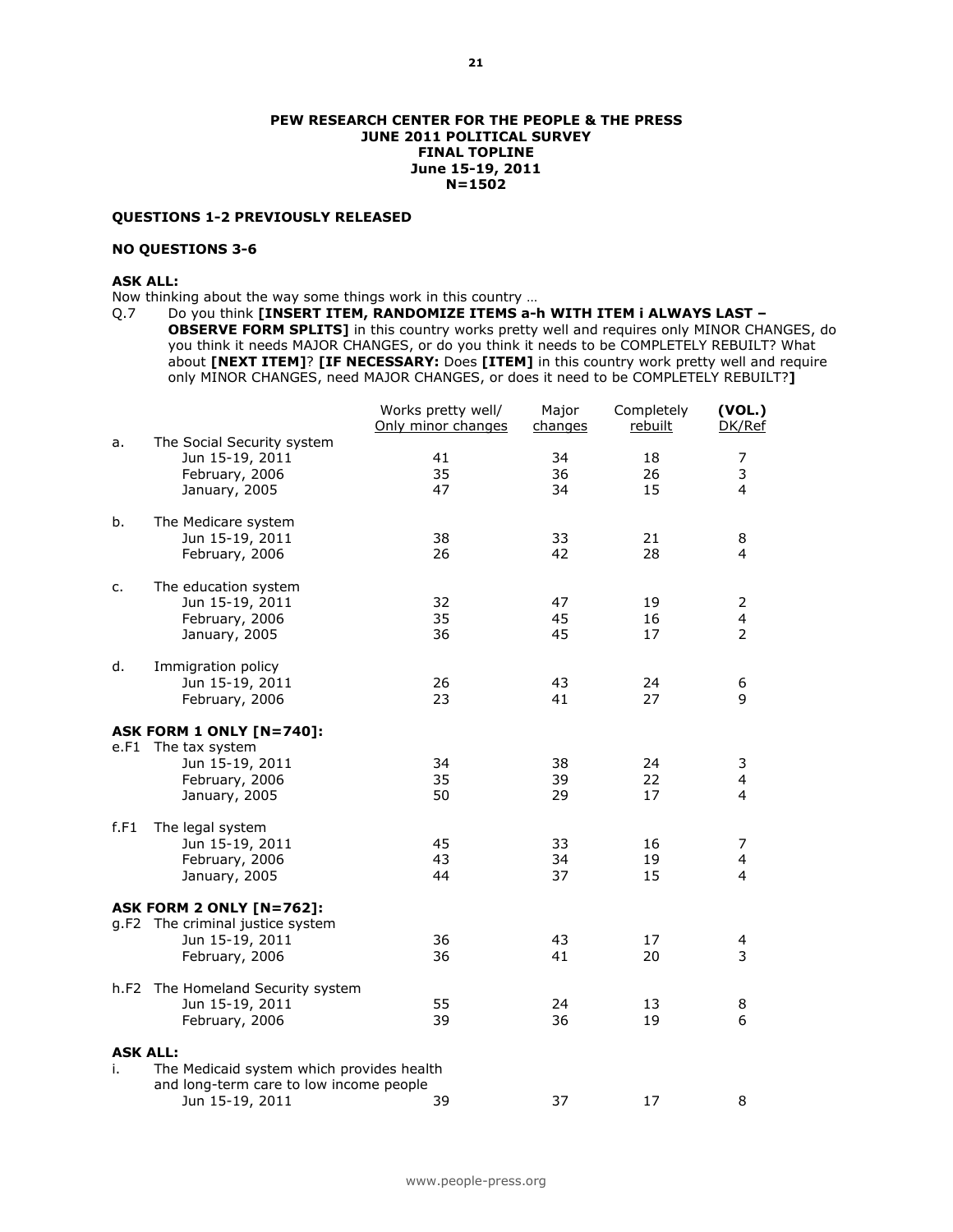**PEW RESEARCH CENTER FOR THE PEOPLE & THE PRESS**
**JUNE 2011 POLITICAL SURVEY**
**FINAL TOPLINE**
**June 15-19, 2011**
**N=1502**

**QUESTIONS 1-2 PREVIOUSLY RELEASED**

**NO QUESTIONS 3-6**

**ASK ALL:**
Now thinking about the way some things work in this country …

Q.7 Do you think **[INSERT ITEM, RANDOMIZE ITEMS a-h WITH ITEM i ALWAYS LAST – OBSERVE FORM SPLITS]** in this country works pretty well and requires only MINOR CHANGES, do you think it needs MAJOR CHANGES, or do you think it needs to be COMPLETELY REBUILT? What about **[NEXT ITEM]**? **[IF NECESSARY:** Does **[ITEM]** in this country work pretty well and require only MINOR CHANGES, need MAJOR CHANGES, or does it need to be COMPLETELY REBUILT?**]**

| | | Works pretty well/ Only minor changes | Major changes | Completely rebuilt | **(VOL.)** DK/Ref |
|---|---|---|---|---|---|
| a. | The Social Security system | | | | |
| | Jun 15-19, 2011 | 41 | 34 | 18 | 7 |
| | February, 2006 | 35 | 36 | 26 | 3 |
| | January, 2005 | 47 | 34 | 15 | 4 |
| b. | The Medicare system | | | | |
| | Jun 15-19, 2011 | 38 | 33 | 21 | 8 |
| | February, 2006 | 26 | 42 | 28 | 4 |
| c. | The education system | | | | |
| | Jun 15-19, 2011 | 32 | 47 | 19 | 2 |
| | February, 2006 | 35 | 45 | 16 | 4 |
| | January, 2005 | 36 | 45 | 17 | 2 |
| d. | Immigration policy | | | | |
| | Jun 15-19, 2011 | 26 | 43 | 24 | 6 |
| | February, 2006 | 23 | 41 | 27 | 9 |
| | **ASK FORM 1 ONLY [N=740]:** | | | | |
| e.F1 | The tax system | | | | |
| | Jun 15-19, 2011 | 34 | 38 | 24 | 3 |
| | February, 2006 | 35 | 39 | 22 | 4 |
| | January, 2005 | 50 | 29 | 17 | 4 |
| f.F1 | The legal system | | | | |
| | Jun 15-19, 2011 | 45 | 33 | 16 | 7 |
| | February, 2006 | 43 | 34 | 19 | 4 |
| | January, 2005 | 44 | 37 | 15 | 4 |
| | **ASK FORM 2 ONLY [N=762]:** | | | | |
| g.F2 | The criminal justice system | | | | |
| | Jun 15-19, 2011 | 36 | 43 | 17 | 4 |
| | February, 2006 | 36 | 41 | 20 | 3 |
| h.F2 | The Homeland Security system | | | | |
| | Jun 15-19, 2011 | 55 | 24 | 13 | 8 |
| | February, 2006 | 39 | 36 | 19 | 6 |
| | **ASK ALL:** | | | | |
| i. | The Medicaid system which provides health and long-term care to low income people | | | | |
| | Jun 15-19, 2011 | 39 | 37 | 17 | 8 |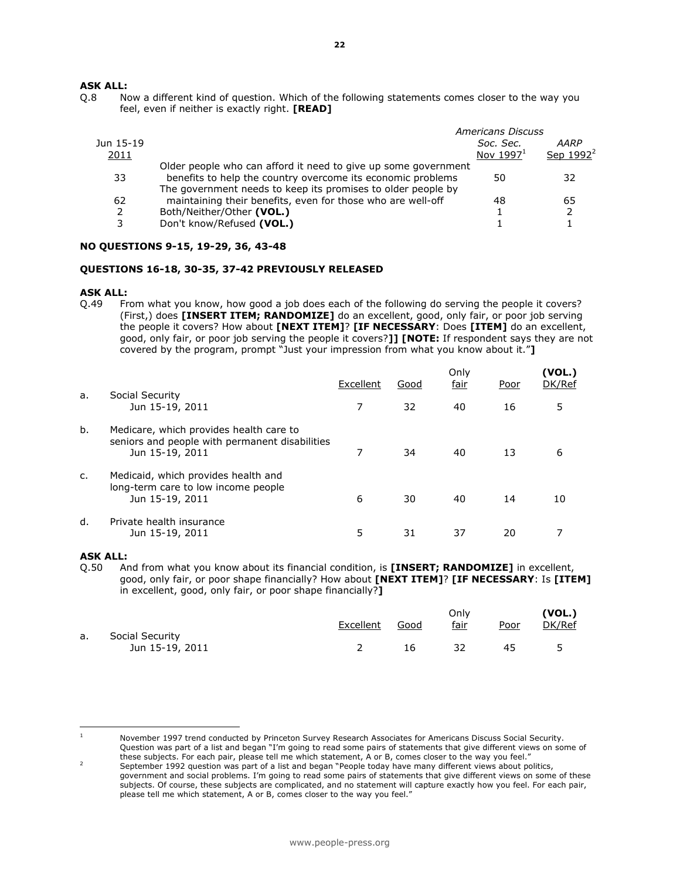**ASK ALL:**
Q.8 Now a different kind of question. Which of the following statements comes closer to the way you feel, even if neither is exactly right. **[READ]**

| Jun 15-19 2011 | | *Americans Discuss* Soc. Sec. Nov 1997[1] | AARP Sep 1992[2] |
|---|---|---|---|
| 33 | Older people who can afford it need to give up some government benefits to help the country overcome its economic problems | 50 | 32 |
| 62 | The government needs to keep its promises to older people by maintaining their benefits, even for those who are well-off | 48 | 65 |
| 2 | Both/Neither/Other **(VOL.)** | 1 | 2 |
| 3 | Don't know/Refused **(VOL.)** | 1 | 1 |

**NO QUESTIONS 9-15, 19-29, 36, 43-48**

**QUESTIONS 16-18, 30-35, 37-42 PREVIOUSLY RELEASED**

**ASK ALL:**
Q.49 From what you know, how good a job does each of the following do serving the people it covers? (First,) does **[INSERT ITEM; RANDOMIZE]** do an excellent, good, only fair, or poor job serving the people it covers? How about **[NEXT ITEM]**? **[IF NECESSARY**: Does **[ITEM]** do an excellent, good, only fair, or poor job serving the people it covers?**]] [NOTE:** If respondent says they are not covered by the program, prompt "Just your impression from what you know about it."**]**

| | | Excellent | Good | Only fair | Poor | **(VOL.)** DK/Ref |
|---|---|---|---|---|---|---|
| a. | Social Security | | | | | |
| | Jun 15-19, 2011 | 7 | 32 | 40 | 16 | 5 |
| b. | Medicare, which provides health care to seniors and people with permanent disabilities | | | | | |
| | Jun 15-19, 2011 | 7 | 34 | 40 | 13 | 6 |
| c. | Medicaid, which provides health and long-term care to low income people | | | | | |
| | Jun 15-19, 2011 | 6 | 30 | 40 | 14 | 10 |
| d. | Private health insurance | | | | | |
| | Jun 15-19, 2011 | 5 | 31 | 37 | 20 | 7 |

**ASK ALL:**
Q.50 And from what you know about its financial condition, is **[INSERT; RANDOMIZE]** in excellent, good, only fair, or poor shape financially? How about **[NEXT ITEM]**? **[IF NECESSARY**: Is **[ITEM]** in excellent, good, only fair, or poor shape financially?**]**

| | | Excellent | Good | Only fair | Poor | **(VOL.)** DK/Ref |
|---|---|---|---|---|---|---|
| a. | Social Security | | | | | |
| | Jun 15-19, 2011 | 2 | 16 | 32 | 45 | 5 |

---

[1] November 1997 trend conducted by Princeton Survey Research Associates for Americans Discuss Social Security. Question was part of a list and began "I'm going to read some pairs of statements that give different views on some of these subjects. For each pair, please tell me which statement, A or B, comes closer to the way you feel."

[2] September 1992 question was part of a list and began "People today have many different views about politics, government and social problems. I'm going to read some pairs of statements that give different views on some of these subjects. Of course, these subjects are complicated, and no statement will capture exactly how you feel. For each pair, please tell me which statement, A or B, comes closer to the way you feel."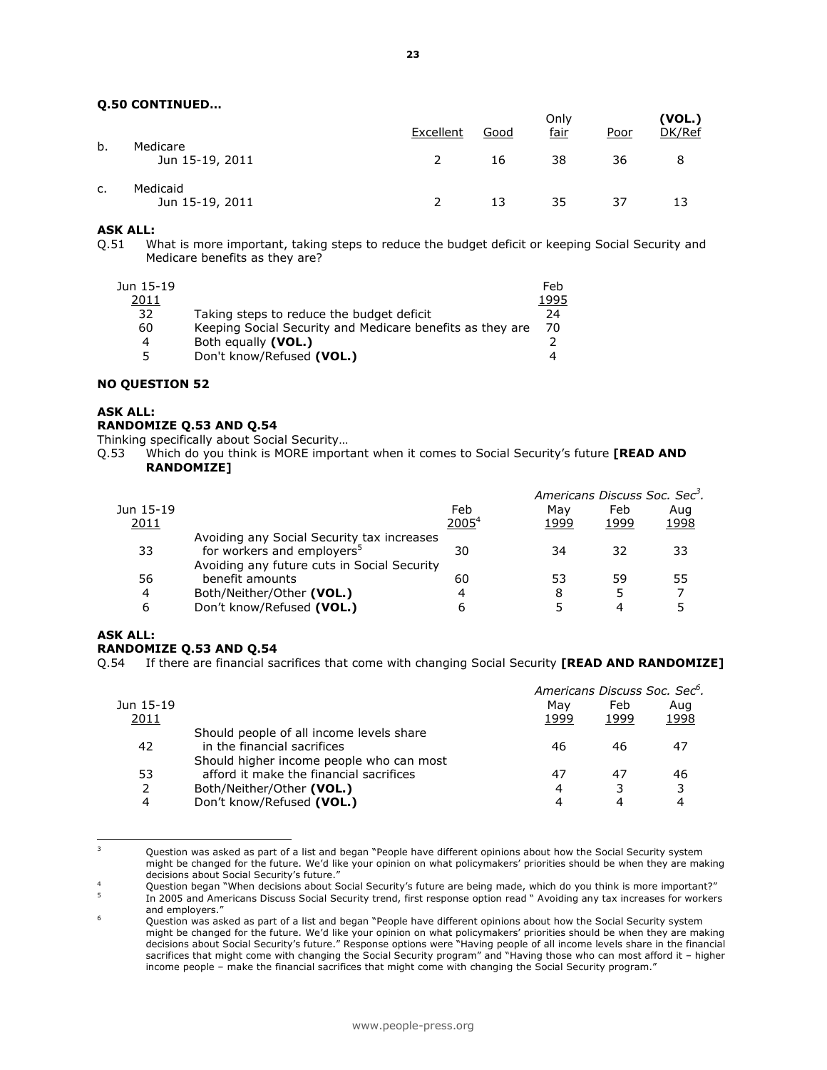**Q.50 CONTINUED…**

| | | Excellent | Good | Only fair | Poor | (VOL.) DK/Ref |
|---|---|---|---|---|---|---|
| b. | Medicare | | | | | |
| | Jun 15-19, 2011 | 2 | 16 | 38 | 36 | 8 |
| c. | Medicaid | | | | | |
| | Jun 15-19, 2011 | 2 | 13 | 35 | 37 | 13 |

**ASK ALL:**

Q.51 What is more important, taking steps to reduce the budget deficit or keeping Social Security and Medicare benefits as they are?

| Jun 15-19 2011 | | Feb 1995 |
|---|---|---|
| 32 | Taking steps to reduce the budget deficit | 24 |
| 60 | Keeping Social Security and Medicare benefits as they are | 70 |
| 4 | Both equally **(VOL.)** | 2 |
| 5 | Don't know/Refused **(VOL.)** | 4 |

**NO QUESTION 52**

**ASK ALL:**

**RANDOMIZE Q.53 AND Q.54**

Thinking specifically about Social Security…

Q.53 Which do you think is MORE important when it comes to Social Security's future **[READ AND RANDOMIZE]**

| | | | *Americans Discuss Soc. Sec*[3]. | | |
|---|---|---|---|---|---|
| Jun 15-19 2011 | | Feb 2005[4] | May 1999 | Feb 1999 | Aug 1998 |
| 33 | Avoiding any Social Security tax increases for workers and employers[5] | 30 | 34 | 32 | 33 |
| 56 | Avoiding any future cuts in Social Security benefit amounts | 60 | 53 | 59 | 55 |
| 4 | Both/Neither/Other **(VOL.)** | 4 | 8 | 5 | 7 |
| 6 | Don't know/Refused **(VOL.)** | 6 | 5 | 4 | 5 |

**ASK ALL:**

**RANDOMIZE Q.53 AND Q.54**

Q.54 If there are financial sacrifices that come with changing Social Security **[READ AND RANDOMIZE]**

| | | *Americans Discuss Soc. Sec*[6]. | | |
|---|---|---|---|---|
| Jun 15-19 2011 | | May 1999 | Feb 1999 | Aug 1998 |
| 42 | Should people of all income levels share in the financial sacrifices | 46 | 46 | 47 |
| 53 | Should higher income people who can most afford it make the financial sacrifices | 47 | 47 | 46 |
| 2 | Both/Neither/Other **(VOL.)** | 4 | 3 | 3 |
| 4 | Don't know/Refused **(VOL.)** | 4 | 4 | 4 |

---

[3] Question was asked as part of a list and began "People have different opinions about how the Social Security system might be changed for the future. We'd like your opinion on what policymakers' priorities should be when they are making decisions about Social Security's future."

[4] Question began "When decisions about Social Security's future are being made, which do you think is more important?"

[5] In 2005 and Americans Discuss Social Security trend, first response option read " Avoiding any tax increases for workers and employers."

[6] Question was asked as part of a list and began "People have different opinions about how the Social Security system might be changed for the future. We'd like your opinion on what policymakers' priorities should be when they are making decisions about Social Security's future." Response options were "Having people of all income levels share in the financial sacrifices that might come with changing the Social Security program" and "Having those who can most afford it – higher income people – make the financial sacrifices that might come with changing the Social Security program."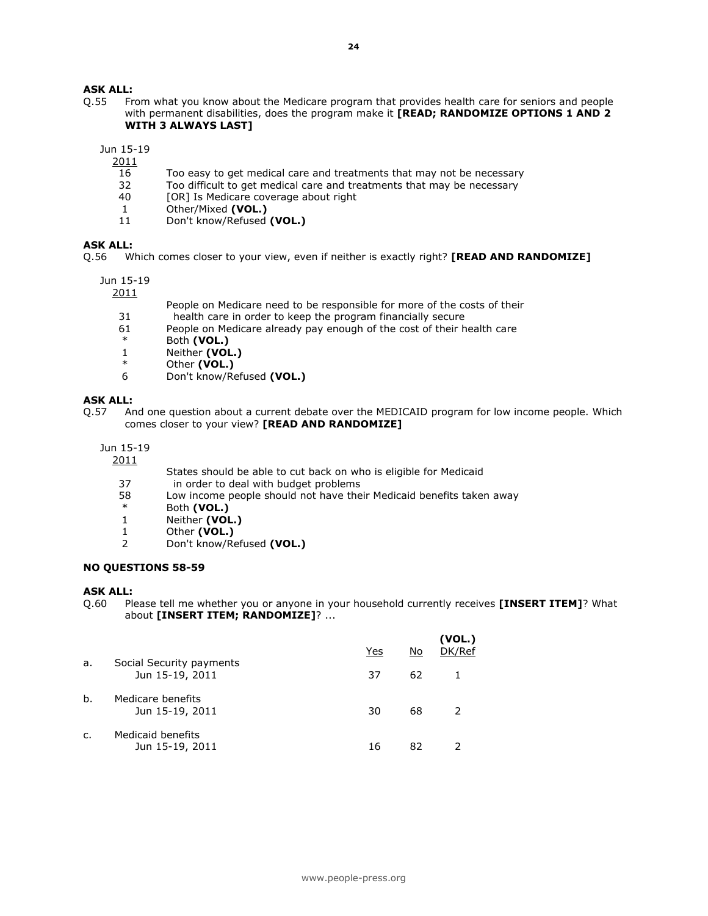**ASK ALL:**

Q.55 From what you know about the Medicare program that provides health care for seniors and people with permanent disabilities, does the program make it **[READ; RANDOMIZE OPTIONS 1 AND 2 WITH 3 ALWAYS LAST]**

| Jun 15-19 2011 | |
|---|---|
| 16 | Too easy to get medical care and treatments that may not be necessary |
| 32 | Too difficult to get medical care and treatments that may be necessary |
| 40 | [OR] Is Medicare coverage about right |
| 1 | Other/Mixed **(VOL.)** |
| 11 | Don't know/Refused **(VOL.)** |

**ASK ALL:**

Q.56 Which comes closer to your view, even if neither is exactly right? **[READ AND RANDOMIZE]**

| Jun 15-19 2011 | |
|---|---|
| 31 | People on Medicare need to be responsible for more of the costs of their health care in order to keep the program financially secure |
| 61 | People on Medicare already pay enough of the cost of their health care |
| * | Both **(VOL.)** |
| 1 | Neither **(VOL.)** |
| * | Other **(VOL.)** |
| 6 | Don't know/Refused **(VOL.)** |

**ASK ALL:**

Q.57 And one question about a current debate over the MEDICAID program for low income people. Which comes closer to your view? **[READ AND RANDOMIZE]**

| Jun 15-19 2011 | |
|---|---|
| 37 | States should be able to cut back on who is eligible for Medicaid in order to deal with budget problems |
| 58 | Low income people should not have their Medicaid benefits taken away |
| * | Both **(VOL.)** |
| 1 | Neither **(VOL.)** |
| 1 | Other **(VOL.)** |
| 2 | Don't know/Refused **(VOL.)** |

**NO QUESTIONS 58-59**

**ASK ALL:**

Q.60 Please tell me whether you or anyone in your household currently receives **[INSERT ITEM]**? What about **[INSERT ITEM; RANDOMIZE]**? ...

| | | Yes | No | (VOL.) DK/Ref |
|---|---|---|---|---|
| a. | Social Security payments | | | |
| | Jun 15-19, 2011 | 37 | 62 | 1 |
| b. | Medicare benefits | | | |
| | Jun 15-19, 2011 | 30 | 68 | 2 |
| c. | Medicaid benefits | | | |
| | Jun 15-19, 2011 | 16 | 82 | 2 |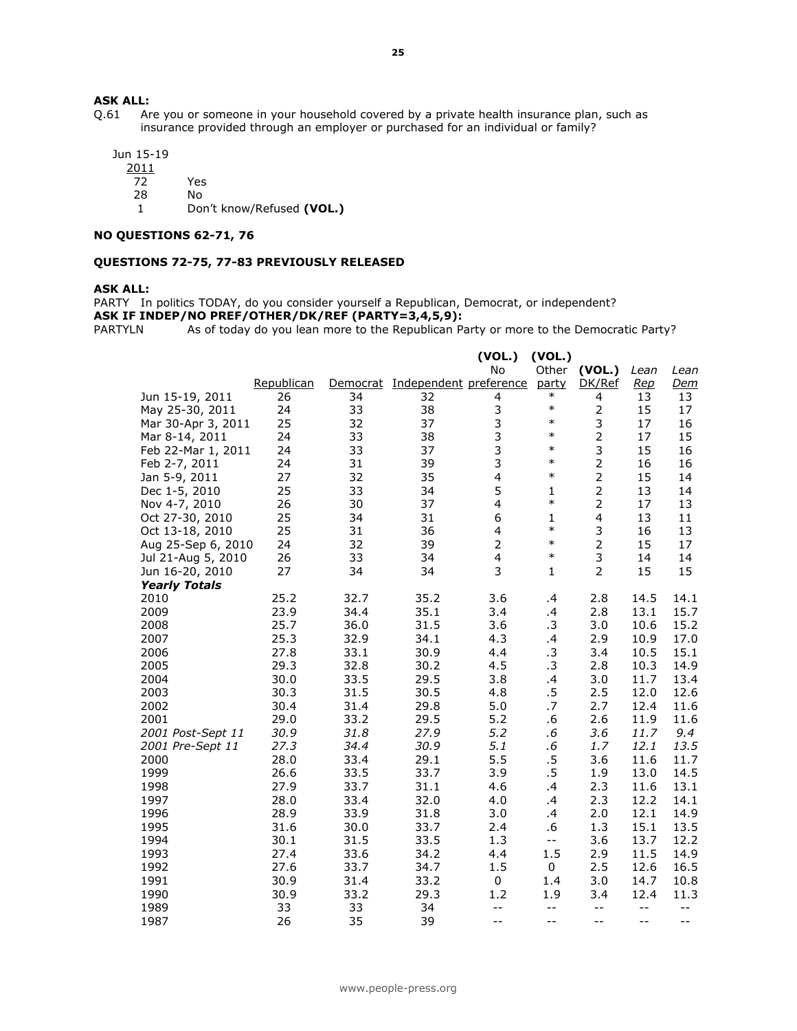**ASK ALL:**

Q.61 Are you or someone in your household covered by a private health insurance plan, such as insurance provided through an employer or purchased for an individual or family?

| Jun 15-19 2011 | |
|---|---|
| 72 | Yes |
| 28 | No |
| 1 | Don't know/Refused **(VOL.)** |

**NO QUESTIONS 62-71, 76**

**QUESTIONS 72-75, 77-83 PREVIOUSLY RELEASED**

**ASK ALL:**

PARTY In politics TODAY, do you consider yourself a Republican, Democrat, or independent?

**ASK IF INDEP/NO PREF/OTHER/DK/REF (PARTY=3,4,5,9):**

PARTYLN As of today do you lean more to the Republican Party or more to the Democratic Party?

| | Republican | Democrat | Independent | (VOL.) No preference | (VOL.) Other party | (VOL.) DK/Ref | *Lean Rep* | *Lean Dem* |
|---|---|---|---|---|---|---|---|---|
| Jun 15-19, 2011 | 26 | 34 | 32 | 4 | * | 4 | 13 | 13 |
| May 25-30, 2011 | 24 | 33 | 38 | 3 | * | 2 | 15 | 17 |
| Mar 30-Apr 3, 2011 | 25 | 32 | 37 | 3 | * | 3 | 17 | 16 |
| Mar 8-14, 2011 | 24 | 33 | 38 | 3 | * | 2 | 17 | 15 |
| Feb 22-Mar 1, 2011 | 24 | 33 | 37 | 3 | * | 3 | 15 | 16 |
| Feb 2-7, 2011 | 24 | 31 | 39 | 3 | * | 2 | 16 | 16 |
| Jan 5-9, 2011 | 27 | 32 | 35 | 4 | * | 2 | 15 | 14 |
| Dec 1-5, 2010 | 25 | 33 | 34 | 5 | 1 | 2 | 13 | 14 |
| Nov 4-7, 2010 | 26 | 30 | 37 | 4 | * | 2 | 17 | 13 |
| Oct 27-30, 2010 | 25 | 34 | 31 | 6 | 1 | 4 | 13 | 11 |
| Oct 13-18, 2010 | 25 | 31 | 36 | 4 | * | 3 | 16 | 13 |
| Aug 25-Sep 6, 2010 | 24 | 32 | 39 | 2 | * | 2 | 15 | 17 |
| Jul 21-Aug 5, 2010 | 26 | 33 | 34 | 4 | * | 3 | 14 | 14 |
| Jun 16-20, 2010 | 27 | 34 | 34 | 3 | 1 | 2 | 15 | 15 |
| ***Yearly Totals*** | | | | | | | | |
| 2010 | 25.2 | 32.7 | 35.2 | 3.6 | .4 | 2.8 | 14.5 | 14.1 |
| 2009 | 23.9 | 34.4 | 35.1 | 3.4 | .4 | 2.8 | 13.1 | 15.7 |
| 2008 | 25.7 | 36.0 | 31.5 | 3.6 | .3 | 3.0 | 10.6 | 15.2 |
| 2007 | 25.3 | 32.9 | 34.1 | 4.3 | .4 | 2.9 | 10.9 | 17.0 |
| 2006 | 27.8 | 33.1 | 30.9 | 4.4 | .3 | 3.4 | 10.5 | 15.1 |
| 2005 | 29.3 | 32.8 | 30.2 | 4.5 | .3 | 2.8 | 10.3 | 14.9 |
| 2004 | 30.0 | 33.5 | 29.5 | 3.8 | .4 | 3.0 | 11.7 | 13.4 |
| 2003 | 30.3 | 31.5 | 30.5 | 4.8 | .5 | 2.5 | 12.0 | 12.6 |
| 2002 | 30.4 | 31.4 | 29.8 | 5.0 | .7 | 2.7 | 12.4 | 11.6 |
| 2001 | 29.0 | 33.2 | 29.5 | 5.2 | .6 | 2.6 | 11.9 | 11.6 |
| *2001 Post-Sept 11* | *30.9* | *31.8* | *27.9* | *5.2* | *.6* | *3.6* | *11.7* | *9.4* |
| *2001 Pre-Sept 11* | *27.3* | *34.4* | *30.9* | *5.1* | *.6* | *1.7* | *12.1* | *13.5* |
| 2000 | 28.0 | 33.4 | 29.1 | 5.5 | .5 | 3.6 | 11.6 | 11.7 |
| 1999 | 26.6 | 33.5 | 33.7 | 3.9 | .5 | 1.9 | 13.0 | 14.5 |
| 1998 | 27.9 | 33.7 | 31.1 | 4.6 | .4 | 2.3 | 11.6 | 13.1 |
| 1997 | 28.0 | 33.4 | 32.0 | 4.0 | .4 | 2.3 | 12.2 | 14.1 |
| 1996 | 28.9 | 33.9 | 31.8 | 3.0 | .4 | 2.0 | 12.1 | 14.9 |
| 1995 | 31.6 | 30.0 | 33.7 | 2.4 | .6 | 1.3 | 15.1 | 13.5 |
| 1994 | 30.1 | 31.5 | 33.5 | 1.3 | -- | 3.6 | 13.7 | 12.2 |
| 1993 | 27.4 | 33.6 | 34.2 | 4.4 | 1.5 | 2.9 | 11.5 | 14.9 |
| 1992 | 27.6 | 33.7 | 34.7 | 1.5 | 0 | 2.5 | 12.6 | 16.5 |
| 1991 | 30.9 | 31.4 | 33.2 | 0 | 1.4 | 3.0 | 14.7 | 10.8 |
| 1990 | 30.9 | 33.2 | 29.3 | 1.2 | 1.9 | 3.4 | 12.4 | 11.3 |
| 1989 | 33 | 33 | 34 | -- | -- | -- | -- | -- |
| 1987 | 26 | 35 | 39 | -- | -- | -- | -- | -- |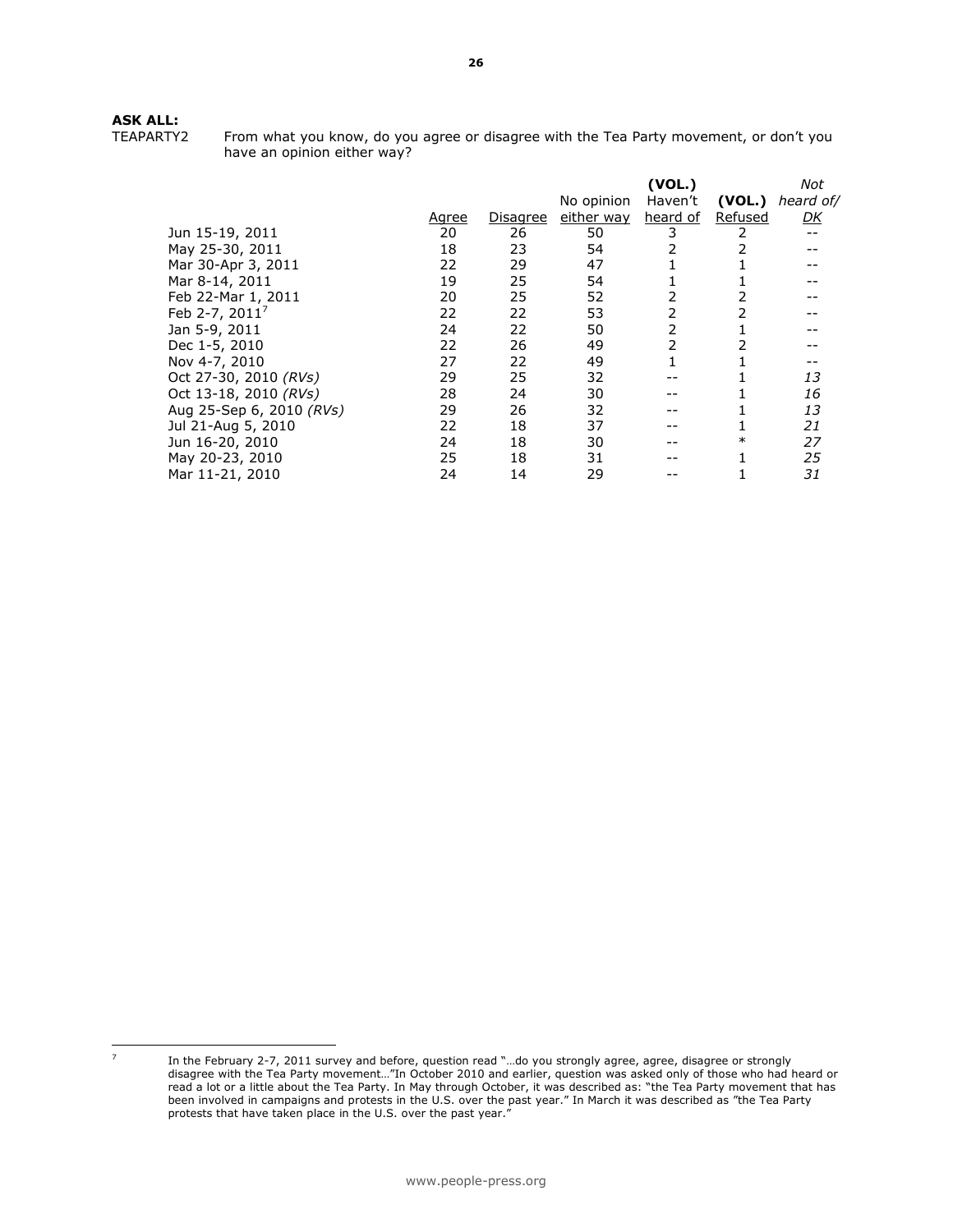**ASK ALL:**

TEAPARTY2 From what you know, do you agree or disagree with the Tea Party movement, or don't you have an opinion either way?

| | Agree | Disagree | No opinion either way | (VOL.) Haven't heard of | (VOL.) Refused | *Not heard of/ DK* |
|---|---|---|---|---|---|---|
| Jun 15-19, 2011 | 20 | 26 | 50 | 3 | 2 | -- |
| May 25-30, 2011 | 18 | 23 | 54 | 2 | 2 | -- |
| Mar 30-Apr 3, 2011 | 22 | 29 | 47 | 1 | 1 | -- |
| Mar 8-14, 2011 | 19 | 25 | 54 | 1 | 1 | -- |
| Feb 22-Mar 1, 2011 | 20 | 25 | 52 | 2 | 2 | -- |
| Feb 2-7, 2011[7] | 22 | 22 | 53 | 2 | 2 | -- |
| Jan 5-9, 2011 | 24 | 22 | 50 | 2 | 1 | -- |
| Dec 1-5, 2010 | 22 | 26 | 49 | 2 | 2 | -- |
| Nov 4-7, 2010 | 27 | 22 | 49 | 1 | 1 | -- |
| Oct 27-30, 2010 *(RVs)* | 29 | 25 | 32 | -- | 1 | *13* |
| Oct 13-18, 2010 *(RVs)* | 28 | 24 | 30 | -- | 1 | *16* |
| Aug 25-Sep 6, 2010 *(RVs)* | 29 | 26 | 32 | -- | 1 | *13* |
| Jul 21-Aug 5, 2010 | 22 | 18 | 37 | -- | 1 | *21* |
| Jun 16-20, 2010 | 24 | 18 | 30 | -- | * | *27* |
| May 20-23, 2010 | 25 | 18 | 31 | -- | 1 | *25* |
| Mar 11-21, 2010 | 24 | 14 | 29 | -- | 1 | *31* |

[7] In the February 2-7, 2011 survey and before, question read "…do you strongly agree, agree, disagree or strongly disagree with the Tea Party movement…"In October 2010 and earlier, question was asked only of those who had heard or read a lot or a little about the Tea Party. In May through October, it was described as: "the Tea Party movement that has been involved in campaigns and protests in the U.S. over the past year." In March it was described as "the Tea Party protests that have taken place in the U.S. over the past year."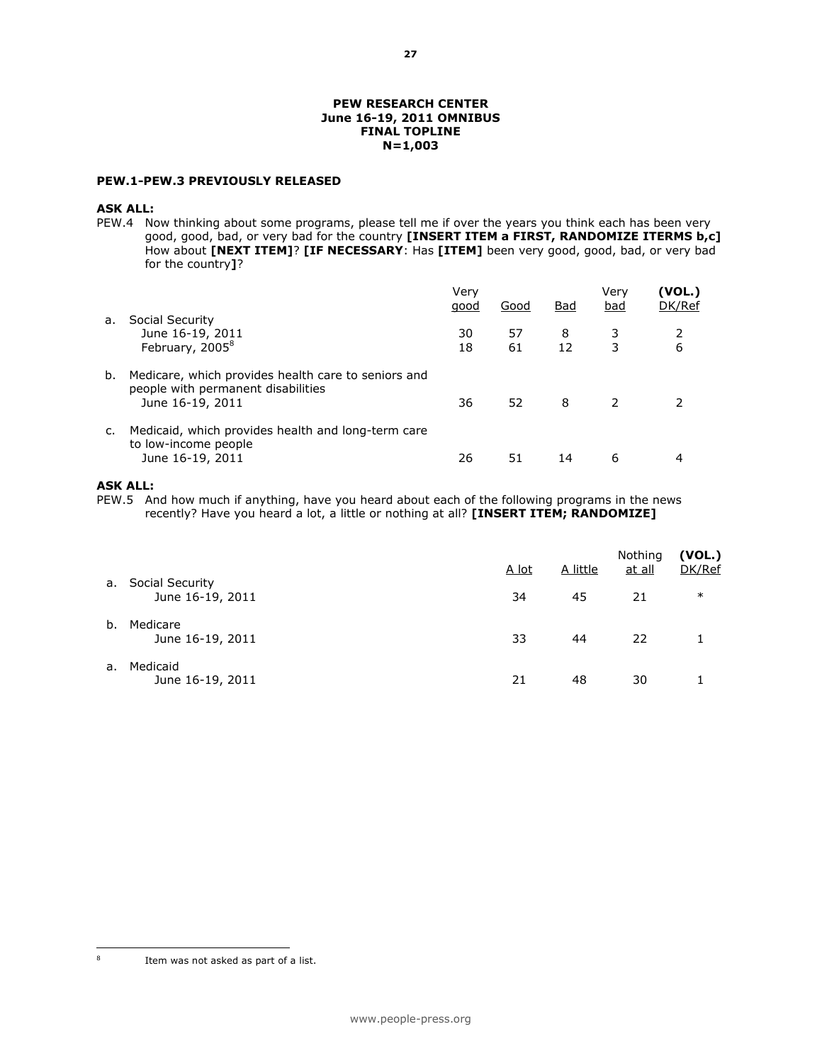**PEW RESEARCH CENTER**
**June 16-19, 2011 OMNIBUS**
**FINAL TOPLINE**
**N=1,003**

**PEW.1-PEW.3 PREVIOUSLY RELEASED**

**ASK ALL:**
PEW.4 Now thinking about some programs, please tell me if over the years you think each has been very good, good, bad, or very bad for the country **[INSERT ITEM a FIRST, RANDOMIZE ITERMS b,c]** How about **[NEXT ITEM]**? **[IF NECESSARY**: Has **[ITEM]** been very good, good, bad, or very bad for the country**]**?

| | Very good | Good | Bad | Very bad | (VOL.) DK/Ref |
|---|---|---|---|---|---|
| a. Social Security | | | | | |
| June 16-19, 2011 | 30 | 57 | 8 | 3 | 2 |
| February, 2005[8] | 18 | 61 | 12 | 3 | 6 |
| b. Medicare, which provides health care to seniors and people with permanent disabilities | | | | | |
| June 16-19, 2011 | 36 | 52 | 8 | 2 | 2 |
| c. Medicaid, which provides health and long-term care to low-income people | | | | | |
| June 16-19, 2011 | 26 | 51 | 14 | 6 | 4 |

**ASK ALL:**
PEW.5 And how much if anything, have you heard about each of the following programs in the news recently? Have you heard a lot, a little or nothing at all? **[INSERT ITEM; RANDOMIZE]**

| | A lot | A little | Nothing at all | (VOL.) DK/Ref |
|---|---|---|---|---|
| a. Social Security | | | | |
| June 16-19, 2011 | 34 | 45 | 21 | * |
| b. Medicare | | | | |
| June 16-19, 2011 | 33 | 44 | 22 | 1 |
| a. Medicaid | | | | |
| June 16-19, 2011 | 21 | 48 | 30 | 1 |

[8] Item was not asked as part of a list.